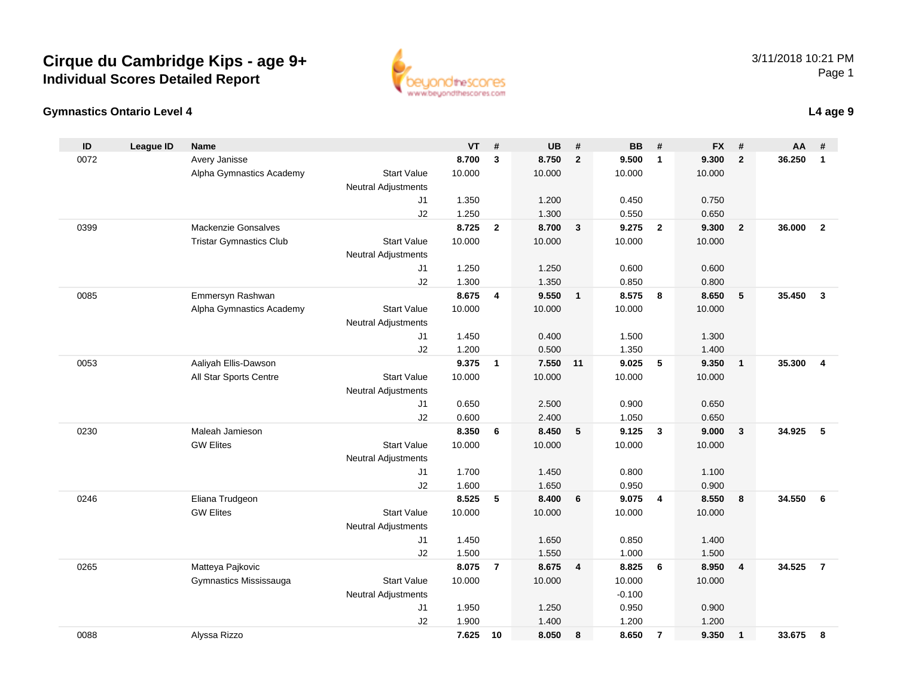# Cirque du Cambridge Kips - age 9+

## Individual Scores Detailed Report

3/11/2018 10:21 PM

### Gymnastics Ontario Level 4

**L4 age 9**

| ID | League ID | Name | | VT | # | UB | # | BB | # | FX | # | AA | # |
|---|---|---|---|---|---|---|---|---|---|---|---|---|---|
| 0072 | | Avery Janisse | | **8.700** | **3** | **8.750** | **2** | **9.500** | **1** | **9.300** | **2** | **36.250** | **1** |
| | | Alpha Gymnastics Academy | Start Value | 10.000 | | 10.000 | | 10.000 | | 10.000 | | | |
| | | | Neutral Adjustments | | | | | | | | | | |
| | | | J1 | 1.350 | | 1.200 | | 0.450 | | 0.750 | | | |
| | | | J2 | 1.250 | | 1.300 | | 0.550 | | 0.650 | | | |
| 0399 | | Mackenzie Gonsalves | | **8.725** | **2** | **8.700** | **3** | **9.275** | **2** | **9.300** | **2** | **36.000** | **2** |
| | | Tristar Gymnastics Club | Start Value | 10.000 | | 10.000 | | 10.000 | | 10.000 | | | |
| | | | Neutral Adjustments | | | | | | | | | | |
| | | | J1 | 1.250 | | 1.250 | | 0.600 | | 0.600 | | | |
| | | | J2 | 1.300 | | 1.350 | | 0.850 | | 0.800 | | | |
| 0085 | | Emmersyn Rashwan | | **8.675** | **4** | **9.550** | **1** | **8.575** | **8** | **8.650** | **5** | **35.450** | **3** |
| | | Alpha Gymnastics Academy | Start Value | 10.000 | | 10.000 | | 10.000 | | 10.000 | | | |
| | | | Neutral Adjustments | | | | | | | | | | |
| | | | J1 | 1.450 | | 0.400 | | 1.500 | | 1.300 | | | |
| | | | J2 | 1.200 | | 0.500 | | 1.350 | | 1.400 | | | |
| 0053 | | Aaliyah Ellis-Dawson | | **9.375** | **1** | **7.550** | **11** | **9.025** | **5** | **9.350** | **1** | **35.300** | **4** |
| | | All Star Sports Centre | Start Value | 10.000 | | 10.000 | | 10.000 | | 10.000 | | | |
| | | | Neutral Adjustments | | | | | | | | | | |
| | | | J1 | 0.650 | | 2.500 | | 0.900 | | 0.650 | | | |
| | | | J2 | 0.600 | | 2.400 | | 1.050 | | 0.650 | | | |
| 0230 | | Maleah Jamieson | | **8.350** | **6** | **8.450** | **5** | **9.125** | **3** | **9.000** | **3** | **34.925** | **5** |
| | | GW Elites | Start Value | 10.000 | | 10.000 | | 10.000 | | 10.000 | | | |
| | | | Neutral Adjustments | | | | | | | | | | |
| | | | J1 | 1.700 | | 1.450 | | 0.800 | | 1.100 | | | |
| | | | J2 | 1.600 | | 1.650 | | 0.950 | | 0.900 | | | |
| 0246 | | Eliana Trudgeon | | **8.525** | **5** | **8.400** | **6** | **9.075** | **4** | **8.550** | **8** | **34.550** | **6** |
| | | GW Elites | Start Value | 10.000 | | 10.000 | | 10.000 | | 10.000 | | | |
| | | | Neutral Adjustments | | | | | | | | | | |
| | | | J1 | 1.450 | | 1.650 | | 0.850 | | 1.400 | | | |
| | | | J2 | 1.500 | | 1.550 | | 1.000 | | 1.500 | | | |
| 0265 | | Matteya Pajkovic | | **8.075** | **7** | **8.675** | **4** | **8.825** | **6** | **8.950** | **4** | **34.525** | **7** |
| | | Gymnastics Mississauga | Start Value | 10.000 | | 10.000 | | 10.000 | | 10.000 | | | |
| | | | Neutral Adjustments | | | | | -0.100 | | | | | |
| | | | J1 | 1.950 | | 1.250 | | 0.950 | | 0.900 | | | |
| | | | J2 | 1.900 | | 1.400 | | 1.200 | | 1.200 | | | |
| 0088 | | Alyssa Rizzo | | **7.625** | **10** | **8.050** | **8** | **8.650** | **7** | **9.350** | **1** | **33.675** | **8** |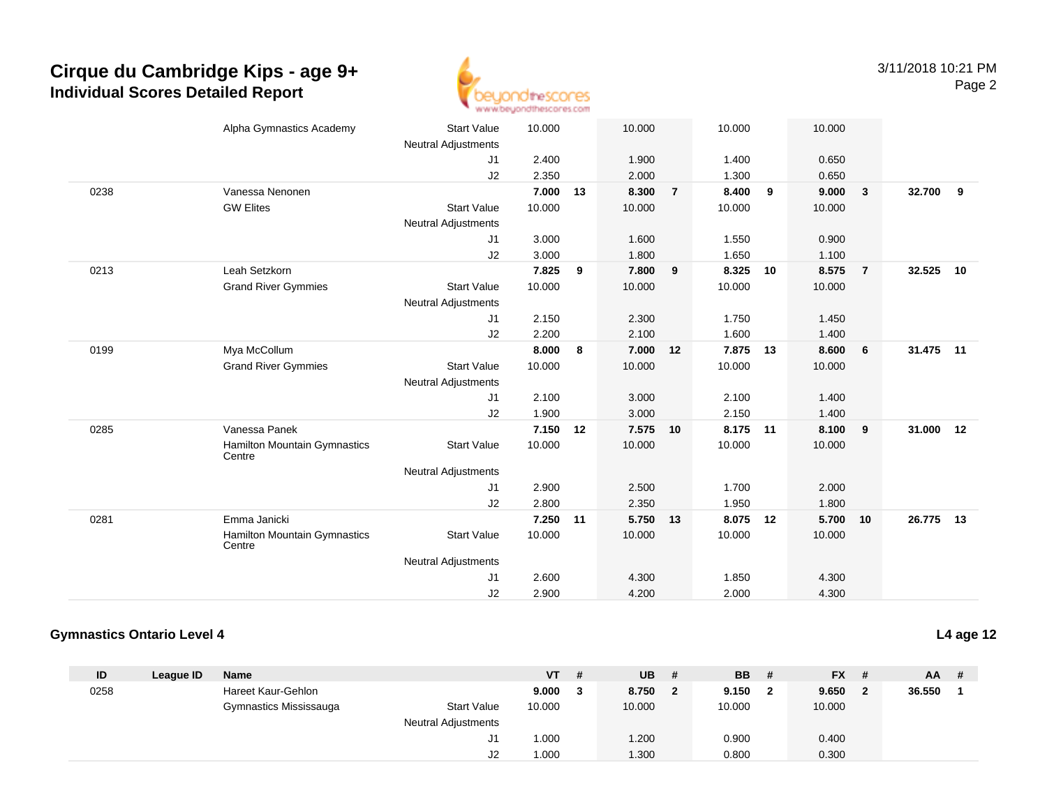# Cirque du Cambridge Kips - age 9+
## Individual Scores Detailed Report

| ID | League ID | Name | | VT | # | UB | # | BB | # | FX | # | AA | # |
|---|---|---|---|---|---|---|---|---|---|---|---|---|---|
| | | Alpha Gymnastics Academy | Start Value | 10.000 | | 10.000 | | 10.000 | | 10.000 | | | |
| | | | Neutral Adjustments | | | | | | | | | | |
| | | | J1 | 2.400 | | 1.900 | | 1.400 | | 0.650 | | | |
| | | | J2 | 2.350 | | 2.000 | | 1.300 | | 0.650 | | | |
| 0238 | | Vanessa Nenonen | | **7.000** | **13** | **8.300** | **7** | **8.400** | **9** | **9.000** | **3** | **32.700** | **9** |
| | | GW Elites | Start Value | 10.000 | | 10.000 | | 10.000 | | 10.000 | | | |
| | | | Neutral Adjustments | | | | | | | | | | |
| | | | J1 | 3.000 | | 1.600 | | 1.550 | | 0.900 | | | |
| | | | J2 | 3.000 | | 1.800 | | 1.650 | | 1.100 | | | |
| 0213 | | Leah Setzkorn | | **7.825** | **9** | **7.800** | **9** | **8.325** | **10** | **8.575** | **7** | **32.525** | **10** |
| | | Grand River Gymmies | Start Value | 10.000 | | 10.000 | | 10.000 | | 10.000 | | | |
| | | | Neutral Adjustments | | | | | | | | | | |
| | | | J1 | 2.150 | | 2.300 | | 1.750 | | 1.450 | | | |
| | | | J2 | 2.200 | | 2.100 | | 1.600 | | 1.400 | | | |
| 0199 | | Mya McCollum | | **8.000** | **8** | **7.000** | **12** | **7.875** | **13** | **8.600** | **6** | **31.475** | **11** |
| | | Grand River Gymmies | Start Value | 10.000 | | 10.000 | | 10.000 | | 10.000 | | | |
| | | | Neutral Adjustments | | | | | | | | | | |
| | | | J1 | 2.100 | | 3.000 | | 2.100 | | 1.400 | | | |
| | | | J2 | 1.900 | | 3.000 | | 2.150 | | 1.400 | | | |
| 0285 | | Vanessa Panek | | **7.150** | **12** | **7.575** | **10** | **8.175** | **11** | **8.100** | **9** | **31.000** | **12** |
| | | Hamilton Mountain Gymnastics Centre | Start Value | 10.000 | | 10.000 | | 10.000 | | 10.000 | | | |
| | | | Neutral Adjustments | | | | | | | | | | |
| | | | J1 | 2.900 | | 2.500 | | 1.700 | | 2.000 | | | |
| | | | J2 | 2.800 | | 2.350 | | 1.950 | | 1.800 | | | |
| 0281 | | Emma Janicki | | **7.250** | **11** | **5.750** | **13** | **8.075** | **12** | **5.700** | **10** | **26.775** | **13** |
| | | Hamilton Mountain Gymnastics Centre | Start Value | 10.000 | | 10.000 | | 10.000 | | 10.000 | | | |
| | | | Neutral Adjustments | | | | | | | | | | |
| | | | J1 | 2.600 | | 4.300 | | 1.850 | | 4.300 | | | |
| | | | J2 | 2.900 | | 4.200 | | 2.000 | | 4.300 | | | |

### Gymnastics Ontario Level 4

**L4 age 12**

| ID | League ID | Name | | VT | # | UB | # | BB | # | FX | # | AA | # |
|---|---|---|---|---|---|---|---|---|---|---|---|---|---|
| 0258 | | Hareet Kaur-Gehlon | | **9.000** | **3** | **8.750** | **2** | **9.150** | **2** | **9.650** | **2** | **36.550** | **1** |
| | | Gymnastics Mississauga | Start Value | 10.000 | | 10.000 | | 10.000 | | 10.000 | | | |
| | | | Neutral Adjustments | | | | | | | | | | |
| | | | J1 | 1.000 | | 1.200 | | 0.900 | | 0.400 | | | |
| | | | J2 | 1.000 | | 1.300 | | 0.800 | | 0.300 | | | |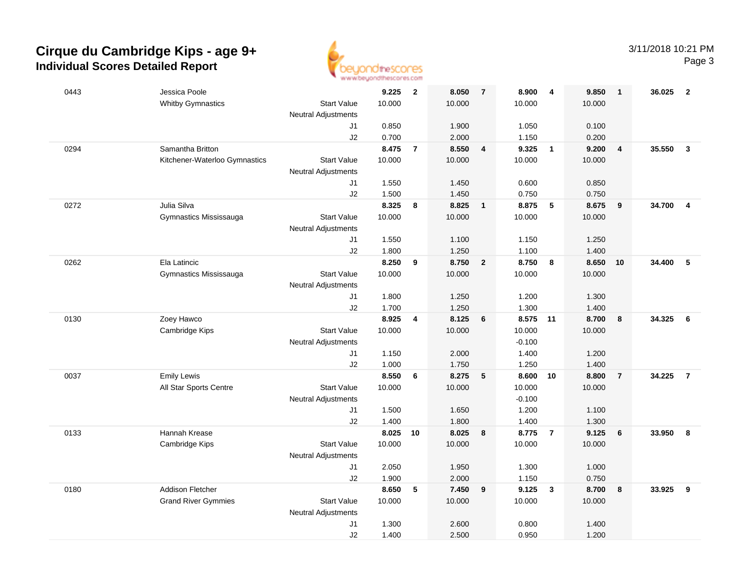# Cirque du Cambridge Kips - age 9+

## Individual Scores Detailed Report

3/11/2018 10:21 PM

| # | Name / Club | | Vault | Rank | Bars | Rank | Beam | Rank | Floor | Rank | AA | Rank |
|---|---|---|---|---|---|---|---|---|---|---|---|---|
| 0443 | Jessica Poole | | 9.225 | 2 | 8.050 | 7 | 8.900 | 4 | 9.850 | 1 | 36.025 | 2 |
| | Whitby Gymnastics | Start Value | 10.000 | | 10.000 | | 10.000 | | 10.000 | | | |
| | | Neutral Adjustments | | | | | | | | | | |
| | | J1 | 0.850 | | 1.900 | | 1.050 | | 0.100 | | | |
| | | J2 | 0.700 | | 2.000 | | 1.150 | | 0.200 | | | |
| 0294 | Samantha Britton | | 8.475 | 7 | 8.550 | 4 | 9.325 | 1 | 9.200 | 4 | 35.550 | 3 |
| | Kitchener-Waterloo Gymnastics | Start Value | 10.000 | | 10.000 | | 10.000 | | 10.000 | | | |
| | | Neutral Adjustments | | | | | | | | | | |
| | | J1 | 1.550 | | 1.450 | | 0.600 | | 0.850 | | | |
| | | J2 | 1.500 | | 1.450 | | 0.750 | | 0.750 | | | |
| 0272 | Julia Silva | | 8.325 | 8 | 8.825 | 1 | 8.875 | 5 | 8.675 | 9 | 34.700 | 4 |
| | Gymnastics Mississauga | Start Value | 10.000 | | 10.000 | | 10.000 | | 10.000 | | | |
| | | Neutral Adjustments | | | | | | | | | | |
| | | J1 | 1.550 | | 1.100 | | 1.150 | | 1.250 | | | |
| | | J2 | 1.800 | | 1.250 | | 1.100 | | 1.400 | | | |
| 0262 | Ela Latincic | | 8.250 | 9 | 8.750 | 2 | 8.750 | 8 | 8.650 | 10 | 34.400 | 5 |
| | Gymnastics Mississauga | Start Value | 10.000 | | 10.000 | | 10.000 | | 10.000 | | | |
| | | Neutral Adjustments | | | | | | | | | | |
| | | J1 | 1.800 | | 1.250 | | 1.200 | | 1.300 | | | |
| | | J2 | 1.700 | | 1.250 | | 1.300 | | 1.400 | | | |
| 0130 | Zoey Hawco | | 8.925 | 4 | 8.125 | 6 | 8.575 | 11 | 8.700 | 8 | 34.325 | 6 |
| | Cambridge Kips | Start Value | 10.000 | | 10.000 | | 10.000 | | 10.000 | | | |
| | | Neutral Adjustments | | | | | -0.100 | | | | | |
| | | J1 | 1.150 | | 2.000 | | 1.400 | | 1.200 | | | |
| | | J2 | 1.000 | | 1.750 | | 1.250 | | 1.400 | | | |
| 0037 | Emily Lewis | | 8.550 | 6 | 8.275 | 5 | 8.600 | 10 | 8.800 | 7 | 34.225 | 7 |
| | All Star Sports Centre | Start Value | 10.000 | | 10.000 | | 10.000 | | 10.000 | | | |
| | | Neutral Adjustments | | | | | -0.100 | | | | | |
| | | J1 | 1.500 | | 1.650 | | 1.200 | | 1.100 | | | |
| | | J2 | 1.400 | | 1.800 | | 1.400 | | 1.300 | | | |
| 0133 | Hannah Krease | | 8.025 | 10 | 8.025 | 8 | 8.775 | 7 | 9.125 | 6 | 33.950 | 8 |
| | Cambridge Kips | Start Value | 10.000 | | 10.000 | | 10.000 | | 10.000 | | | |
| | | Neutral Adjustments | | | | | | | | | | |
| | | J1 | 2.050 | | 1.950 | | 1.300 | | 1.000 | | | |
| | | J2 | 1.900 | | 2.000 | | 1.150 | | 0.750 | | | |
| 0180 | Addison Fletcher | | 8.650 | 5 | 7.450 | 9 | 9.125 | 3 | 8.700 | 8 | 33.925 | 9 |
| | Grand River Gymmies | Start Value | 10.000 | | 10.000 | | 10.000 | | 10.000 | | | |
| | | Neutral Adjustments | | | | | | | | | | |
| | | J1 | 1.300 | | 2.600 | | 0.800 | | 1.400 | | | |
| | | J2 | 1.400 | | 2.500 | | 0.950 | | 1.200 | | | |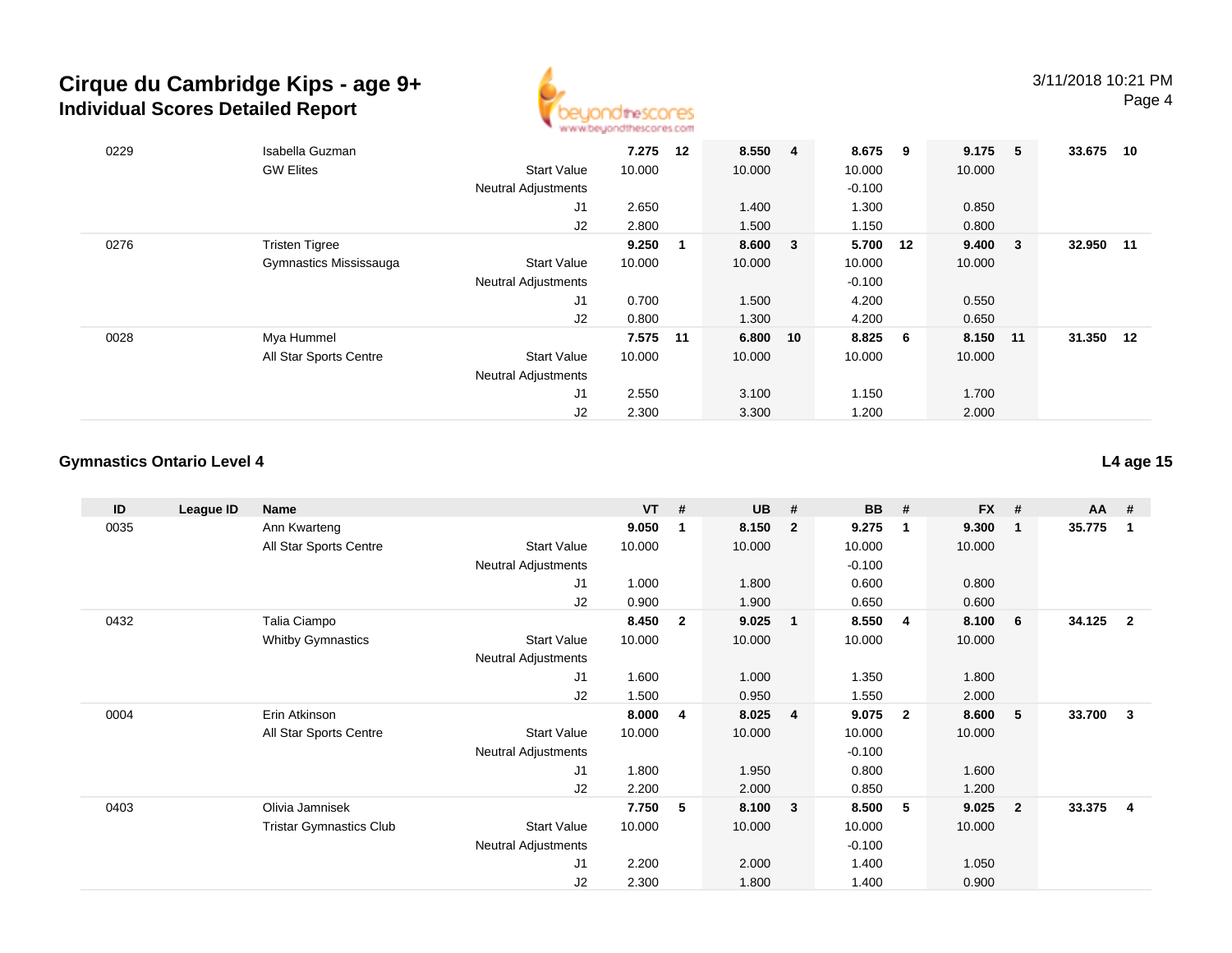# Cirque du Cambridge Kips - age 9+
## Individual Scores Detailed Report

| ID | League ID | Name | | VT | # | UB | # | BB | # | FX | # | AA | # |
|---|---|---|---|---|---|---|---|---|---|---|---|---|---|
| 0229 | | Isabella Guzman | | **7.275** | **12** | **8.550** | **4** | **8.675** | **9** | **9.175** | **5** | **33.675** | **10** |
| | | GW Elites | Start Value | 10.000 | | 10.000 | | 10.000 | | 10.000 | | | |
| | | | Neutral Adjustments | | | | | -0.100 | | | | | |
| | | | J1 | 2.650 | | 1.400 | | 1.300 | | 0.850 | | | |
| | | | J2 | 2.800 | | 1.500 | | 1.150 | | 0.800 | | | |
| 0276 | | Tristen Tigree | | **9.250** | **1** | **8.600** | **3** | **5.700** | **12** | **9.400** | **3** | **32.950** | **11** |
| | | Gymnastics Mississauga | Start Value | 10.000 | | 10.000 | | 10.000 | | 10.000 | | | |
| | | | Neutral Adjustments | | | | | -0.100 | | | | | |
| | | | J1 | 0.700 | | 1.500 | | 4.200 | | 0.550 | | | |
| | | | J2 | 0.800 | | 1.300 | | 4.200 | | 0.650 | | | |
| 0028 | | Mya Hummel | | **7.575** | **11** | **6.800** | **10** | **8.825** | **6** | **8.150** | **11** | **31.350** | **12** |
| | | All Star Sports Centre | Start Value | 10.000 | | 10.000 | | 10.000 | | 10.000 | | | |
| | | | Neutral Adjustments | | | | | | | | | | |
| | | | J1 | 2.550 | | 3.100 | | 1.150 | | 1.700 | | | |
| | | | J2 | 2.300 | | 3.300 | | 1.200 | | 2.000 | | | |

### Gymnastics Ontario Level 4

**L4 age 15**

| ID | League ID | Name | | VT | # | UB | # | BB | # | FX | # | AA | # |
|---|---|---|---|---|---|---|---|---|---|---|---|---|---|
| 0035 | | Ann Kwarteng | | **9.050** | **1** | **8.150** | **2** | **9.275** | **1** | **9.300** | **1** | **35.775** | **1** |
| | | All Star Sports Centre | Start Value | 10.000 | | 10.000 | | 10.000 | | 10.000 | | | |
| | | | Neutral Adjustments | | | | | -0.100 | | | | | |
| | | | J1 | 1.000 | | 1.800 | | 0.600 | | 0.800 | | | |
| | | | J2 | 0.900 | | 1.900 | | 0.650 | | 0.600 | | | |
| 0432 | | Talia Ciampo | | **8.450** | **2** | **9.025** | **1** | **8.550** | **4** | **8.100** | **6** | **34.125** | **2** |
| | | Whitby Gymnastics | Start Value | 10.000 | | 10.000 | | 10.000 | | 10.000 | | | |
| | | | Neutral Adjustments | | | | | | | | | | |
| | | | J1 | 1.600 | | 1.000 | | 1.350 | | 1.800 | | | |
| | | | J2 | 1.500 | | 0.950 | | 1.550 | | 2.000 | | | |
| 0004 | | Erin Atkinson | | **8.000** | **4** | **8.025** | **4** | **9.075** | **2** | **8.600** | **5** | **33.700** | **3** |
| | | All Star Sports Centre | Start Value | 10.000 | | 10.000 | | 10.000 | | 10.000 | | | |
| | | | Neutral Adjustments | | | | | -0.100 | | | | | |
| | | | J1 | 1.800 | | 1.950 | | 0.800 | | 1.600 | | | |
| | | | J2 | 2.200 | | 2.000 | | 0.850 | | 1.200 | | | |
| 0403 | | Olivia Jamnisek | | **7.750** | **5** | **8.100** | **3** | **8.500** | **5** | **9.025** | **2** | **33.375** | **4** |
| | | Tristar Gymnastics Club | Start Value | 10.000 | | 10.000 | | 10.000 | | 10.000 | | | |
| | | | Neutral Adjustments | | | | | -0.100 | | | | | |
| | | | J1 | 2.200 | | 2.000 | | 1.400 | | 1.050 | | | |
| | | | J2 | 2.300 | | 1.800 | | 1.400 | | 0.900 | | | |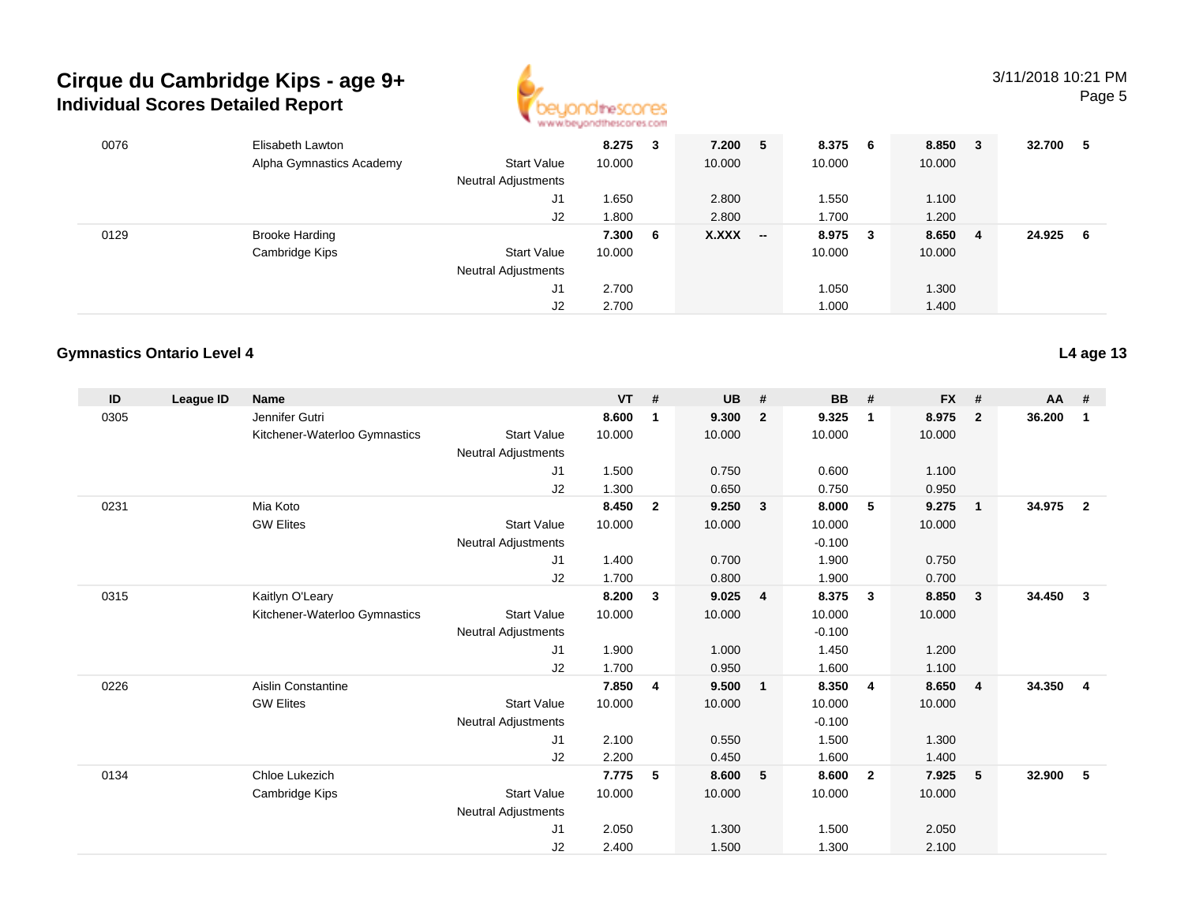# Cirque du Cambridge Kips - age 9+
## Individual Scores Detailed Report

3/11/2018 10:21 PM

| ID | League ID | Name | | VT | # | UB | # | BB | # | FX | # | AA | # |
|---|---|---|---|---|---|---|---|---|---|---|---|---|---|
| 0076 | | Elisabeth Lawton | | **8.275** | **3** | **7.200** | **5** | **8.375** | **6** | **8.850** | **3** | **32.700** | **5** |
| | | Alpha Gymnastics Academy | Start Value | 10.000 | | 10.000 | | 10.000 | | 10.000 | | | |
| | | | Neutral Adjustments | | | | | | | | | | |
| | | | J1 | 1.650 | | 2.800 | | 1.550 | | 1.100 | | | |
| | | | J2 | 1.800 | | 2.800 | | 1.700 | | 1.200 | | | |
| 0129 | | Brooke Harding | | **7.300** | **6** | **X.XXX** | **--** | **8.975** | **3** | **8.650** | **4** | **24.925** | **6** |
| | | Cambridge Kips | Start Value | 10.000 | | | | 10.000 | | 10.000 | | | |
| | | | Neutral Adjustments | | | | | | | | | | |
| | | | J1 | 2.700 | | | | 1.050 | | 1.300 | | | |
| | | | J2 | 2.700 | | | | 1.000 | | 1.400 | | | |

### Gymnastics Ontario Level 4

**L4 age 13**

| ID | League ID | Name | | VT | # | UB | # | BB | # | FX | # | AA | # |
|---|---|---|---|---|---|---|---|---|---|---|---|---|---|
| 0305 | | Jennifer Gutri | | **8.600** | **1** | **9.300** | **2** | **9.325** | **1** | **8.975** | **2** | **36.200** | **1** |
| | | Kitchener-Waterloo Gymnastics | Start Value | 10.000 | | 10.000 | | 10.000 | | 10.000 | | | |
| | | | Neutral Adjustments | | | | | | | | | | |
| | | | J1 | 1.500 | | 0.750 | | 0.600 | | 1.100 | | | |
| | | | J2 | 1.300 | | 0.650 | | 0.750 | | 0.950 | | | |
| 0231 | | Mia Koto | | **8.450** | **2** | **9.250** | **3** | **8.000** | **5** | **9.275** | **1** | **34.975** | **2** |
| | | GW Elites | Start Value | 10.000 | | 10.000 | | 10.000 | | 10.000 | | | |
| | | | Neutral Adjustments | | | | | -0.100 | | | | | |
| | | | J1 | 1.400 | | 0.700 | | 1.900 | | 0.750 | | | |
| | | | J2 | 1.700 | | 0.800 | | 1.900 | | 0.700 | | | |
| 0315 | | Kaitlyn O'Leary | | **8.200** | **3** | **9.025** | **4** | **8.375** | **3** | **8.850** | **3** | **34.450** | **3** |
| | | Kitchener-Waterloo Gymnastics | Start Value | 10.000 | | 10.000 | | 10.000 | | 10.000 | | | |
| | | | Neutral Adjustments | | | | | -0.100 | | | | | |
| | | | J1 | 1.900 | | 1.000 | | 1.450 | | 1.200 | | | |
| | | | J2 | 1.700 | | 0.950 | | 1.600 | | 1.100 | | | |
| 0226 | | Aislin Constantine | | **7.850** | **4** | **9.500** | **1** | **8.350** | **4** | **8.650** | **4** | **34.350** | **4** |
| | | GW Elites | Start Value | 10.000 | | 10.000 | | 10.000 | | 10.000 | | | |
| | | | Neutral Adjustments | | | | | -0.100 | | | | | |
| | | | J1 | 2.100 | | 0.550 | | 1.500 | | 1.300 | | | |
| | | | J2 | 2.200 | | 0.450 | | 1.600 | | 1.400 | | | |
| 0134 | | Chloe Lukezich | | **7.775** | **5** | **8.600** | **5** | **8.600** | **2** | **7.925** | **5** | **32.900** | **5** |
| | | Cambridge Kips | Start Value | 10.000 | | 10.000 | | 10.000 | | 10.000 | | | |
| | | | Neutral Adjustments | | | | | | | | | | |
| | | | J1 | 2.050 | | 1.300 | | 1.500 | | 2.050 | | | |
| | | | J2 | 2.400 | | 1.500 | | 1.300 | | 2.100 | | | |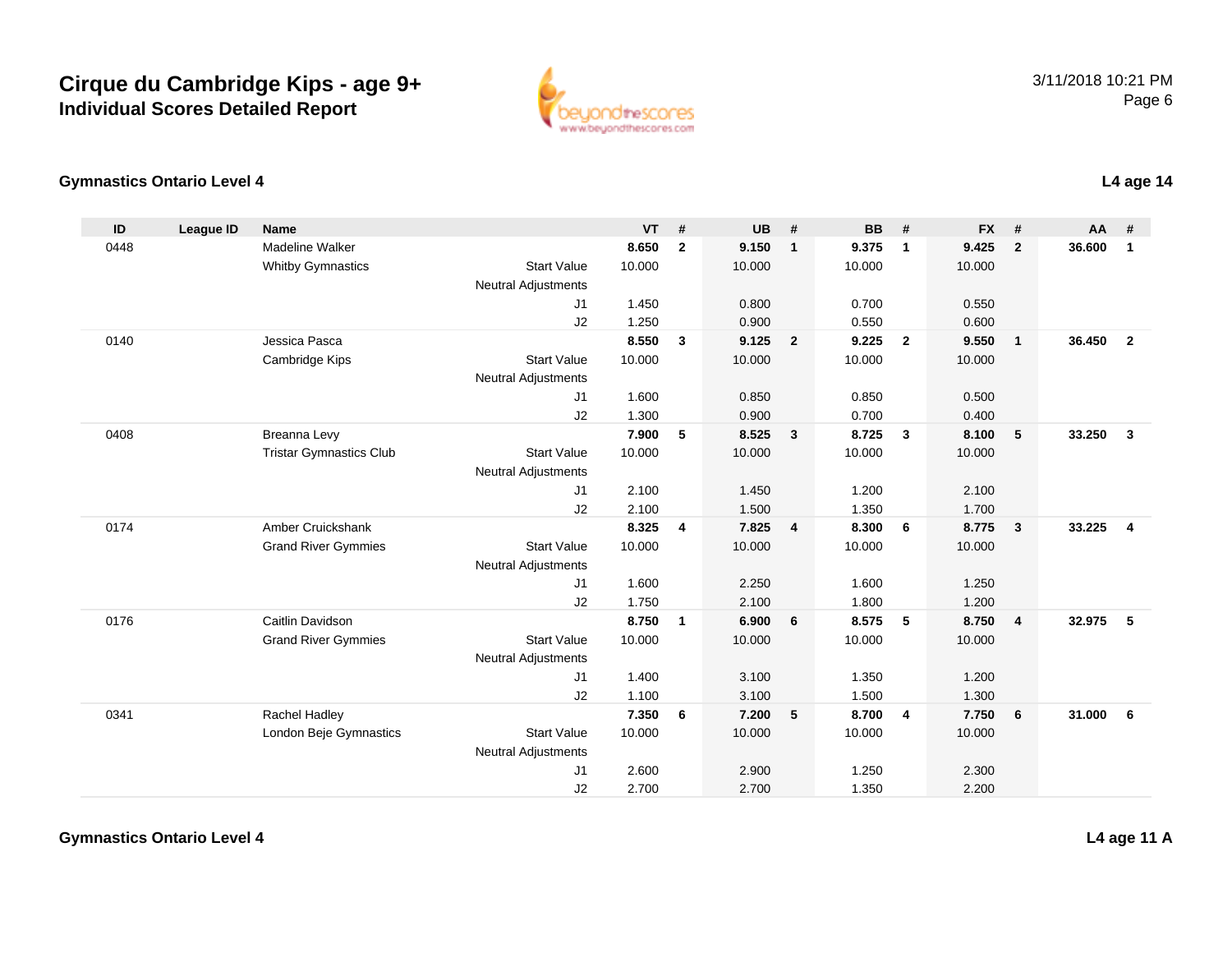# Cirque du Cambridge Kips - age 9+
## Individual Scores Detailed Report

3/11/2018 10:21 PM

### Gymnastics Ontario Level 4

**L4 age 14**

| ID | League ID | Name | | VT | # | UB | # | BB | # | FX | # | AA | # |
|---|---|---|---|---|---|---|---|---|---|---|---|---|---|
| 0448 | | Madeline Walker | | **8.650** | **2** | **9.150** | **1** | **9.375** | **1** | **9.425** | **2** | **36.600** | **1** |
| | | Whitby Gymnastics | Start Value | 10.000 | | 10.000 | | 10.000 | | 10.000 | | | |
| | | | Neutral Adjustments | | | | | | | | | | |
| | | | J1 | 1.450 | | 0.800 | | 0.700 | | 0.550 | | | |
| | | | J2 | 1.250 | | 0.900 | | 0.550 | | 0.600 | | | |
| 0140 | | Jessica Pasca | | **8.550** | **3** | **9.125** | **2** | **9.225** | **2** | **9.550** | **1** | **36.450** | **2** |
| | | Cambridge Kips | Start Value | 10.000 | | 10.000 | | 10.000 | | 10.000 | | | |
| | | | Neutral Adjustments | | | | | | | | | | |
| | | | J1 | 1.600 | | 0.850 | | 0.850 | | 0.500 | | | |
| | | | J2 | 1.300 | | 0.900 | | 0.700 | | 0.400 | | | |
| 0408 | | Breanna Levy | | **7.900** | **5** | **8.525** | **3** | **8.725** | **3** | **8.100** | **5** | **33.250** | **3** |
| | | Tristar Gymnastics Club | Start Value | 10.000 | | 10.000 | | 10.000 | | 10.000 | | | |
| | | | Neutral Adjustments | | | | | | | | | | |
| | | | J1 | 2.100 | | 1.450 | | 1.200 | | 2.100 | | | |
| | | | J2 | 2.100 | | 1.500 | | 1.350 | | 1.700 | | | |
| 0174 | | Amber Cruickshank | | **8.325** | **4** | **7.825** | **4** | **8.300** | **6** | **8.775** | **3** | **33.225** | **4** |
| | | Grand River Gymmies | Start Value | 10.000 | | 10.000 | | 10.000 | | 10.000 | | | |
| | | | Neutral Adjustments | | | | | | | | | | |
| | | | J1 | 1.600 | | 2.250 | | 1.600 | | 1.250 | | | |
| | | | J2 | 1.750 | | 2.100 | | 1.800 | | 1.200 | | | |
| 0176 | | Caitlin Davidson | | **8.750** | **1** | **6.900** | **6** | **8.575** | **5** | **8.750** | **4** | **32.975** | **5** |
| | | Grand River Gymmies | Start Value | 10.000 | | 10.000 | | 10.000 | | 10.000 | | | |
| | | | Neutral Adjustments | | | | | | | | | | |
| | | | J1 | 1.400 | | 3.100 | | 1.350 | | 1.200 | | | |
| | | | J2 | 1.100 | | 3.100 | | 1.500 | | 1.300 | | | |
| 0341 | | Rachel Hadley | | **7.350** | **6** | **7.200** | **5** | **8.700** | **4** | **7.750** | **6** | **31.000** | **6** |
| | | London Beje Gymnastics | Start Value | 10.000 | | 10.000 | | 10.000 | | 10.000 | | | |
| | | | Neutral Adjustments | | | | | | | | | | |
| | | | J1 | 2.600 | | 2.900 | | 1.250 | | 2.300 | | | |
| | | | J2 | 2.700 | | 2.700 | | 1.350 | | 2.200 | | | |

### Gymnastics Ontario Level 4

**L4 age 11 A**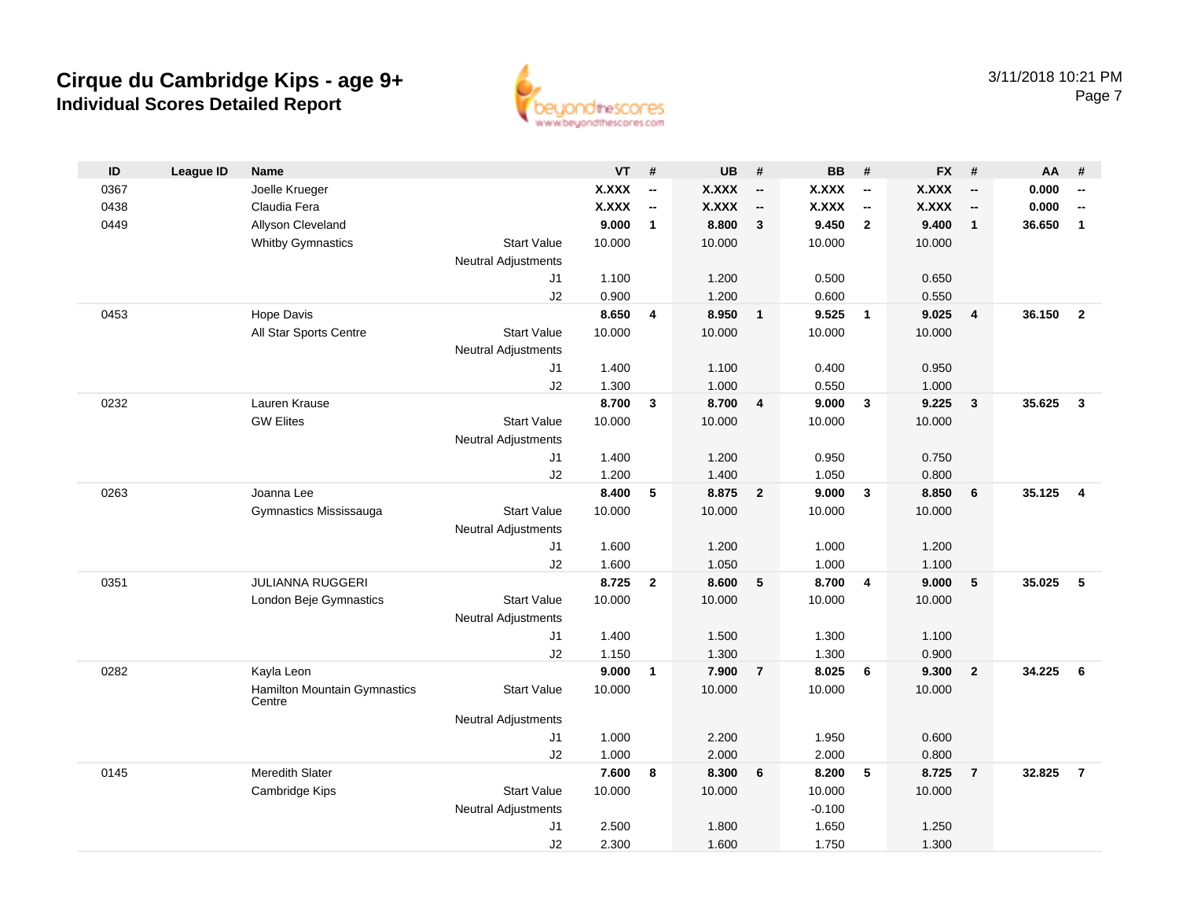# Cirque du Cambridge Kips - age 9+

## Individual Scores Detailed Report

3/11/2018 10:21 PM

| ID | League ID | Name | | VT | # | UB | # | BB | # | FX | # | AA | # |
|---|---|---|---|---|---|---|---|---|---|---|---|---|---|
| 0367 | | Joelle Krueger | | **X.XXX** | **--** | **X.XXX** | **--** | **X.XXX** | **--** | **X.XXX** | **--** | **0.000** | **--** |
| 0438 | | Claudia Fera | | **X.XXX** | **--** | **X.XXX** | **--** | **X.XXX** | **--** | **X.XXX** | **--** | **0.000** | **--** |
| 0449 | | Allyson Cleveland | | **9.000** | **1** | **8.800** | **3** | **9.450** | **2** | **9.400** | **1** | **36.650** | **1** |
| | | Whitby Gymnastics | Start Value | 10.000 | | 10.000 | | 10.000 | | 10.000 | | | |
| | | | Neutral Adjustments | | | | | | | | | | |
| | | | J1 | 1.100 | | 1.200 | | 0.500 | | 0.650 | | | |
| | | | J2 | 0.900 | | 1.200 | | 0.600 | | 0.550 | | | |
| 0453 | | Hope Davis | | **8.650** | **4** | **8.950** | **1** | **9.525** | **1** | **9.025** | **4** | **36.150** | **2** |
| | | All Star Sports Centre | Start Value | 10.000 | | 10.000 | | 10.000 | | 10.000 | | | |
| | | | Neutral Adjustments | | | | | | | | | | |
| | | | J1 | 1.400 | | 1.100 | | 0.400 | | 0.950 | | | |
| | | | J2 | 1.300 | | 1.000 | | 0.550 | | 1.000 | | | |
| 0232 | | Lauren Krause | | **8.700** | **3** | **8.700** | **4** | **9.000** | **3** | **9.225** | **3** | **35.625** | **3** |
| | | GW Elites | Start Value | 10.000 | | 10.000 | | 10.000 | | 10.000 | | | |
| | | | Neutral Adjustments | | | | | | | | | | |
| | | | J1 | 1.400 | | 1.200 | | 0.950 | | 0.750 | | | |
| | | | J2 | 1.200 | | 1.400 | | 1.050 | | 0.800 | | | |
| 0263 | | Joanna Lee | | **8.400** | **5** | **8.875** | **2** | **9.000** | **3** | **8.850** | **6** | **35.125** | **4** |
| | | Gymnastics Mississauga | Start Value | 10.000 | | 10.000 | | 10.000 | | 10.000 | | | |
| | | | Neutral Adjustments | | | | | | | | | | |
| | | | J1 | 1.600 | | 1.200 | | 1.000 | | 1.200 | | | |
| | | | J2 | 1.600 | | 1.050 | | 1.000 | | 1.100 | | | |
| 0351 | | JULIANNA RUGGERI | | **8.725** | **2** | **8.600** | **5** | **8.700** | **4** | **9.000** | **5** | **35.025** | **5** |
| | | London Beje Gymnastics | Start Value | 10.000 | | 10.000 | | 10.000 | | 10.000 | | | |
| | | | Neutral Adjustments | | | | | | | | | | |
| | | | J1 | 1.400 | | 1.500 | | 1.300 | | 1.100 | | | |
| | | | J2 | 1.150 | | 1.300 | | 1.300 | | 0.900 | | | |
| 0282 | | Kayla Leon | | **9.000** | **1** | **7.900** | **7** | **8.025** | **6** | **9.300** | **2** | **34.225** | **6** |
| | | Hamilton Mountain Gymnastics Centre | Start Value | 10.000 | | 10.000 | | 10.000 | | 10.000 | | | |
| | | | Neutral Adjustments | | | | | | | | | | |
| | | | J1 | 1.000 | | 2.200 | | 1.950 | | 0.600 | | | |
| | | | J2 | 1.000 | | 2.000 | | 2.000 | | 0.800 | | | |
| 0145 | | Meredith Slater | | **7.600** | **8** | **8.300** | **6** | **8.200** | **5** | **8.725** | **7** | **32.825** | **7** |
| | | Cambridge Kips | Start Value | 10.000 | | 10.000 | | 10.000 | | 10.000 | | | |
| | | | Neutral Adjustments | | | | | -0.100 | | | | | |
| | | | J1 | 2.500 | | 1.800 | | 1.650 | | 1.250 | | | |
| | | | J2 | 2.300 | | 1.600 | | 1.750 | | 1.300 | | | |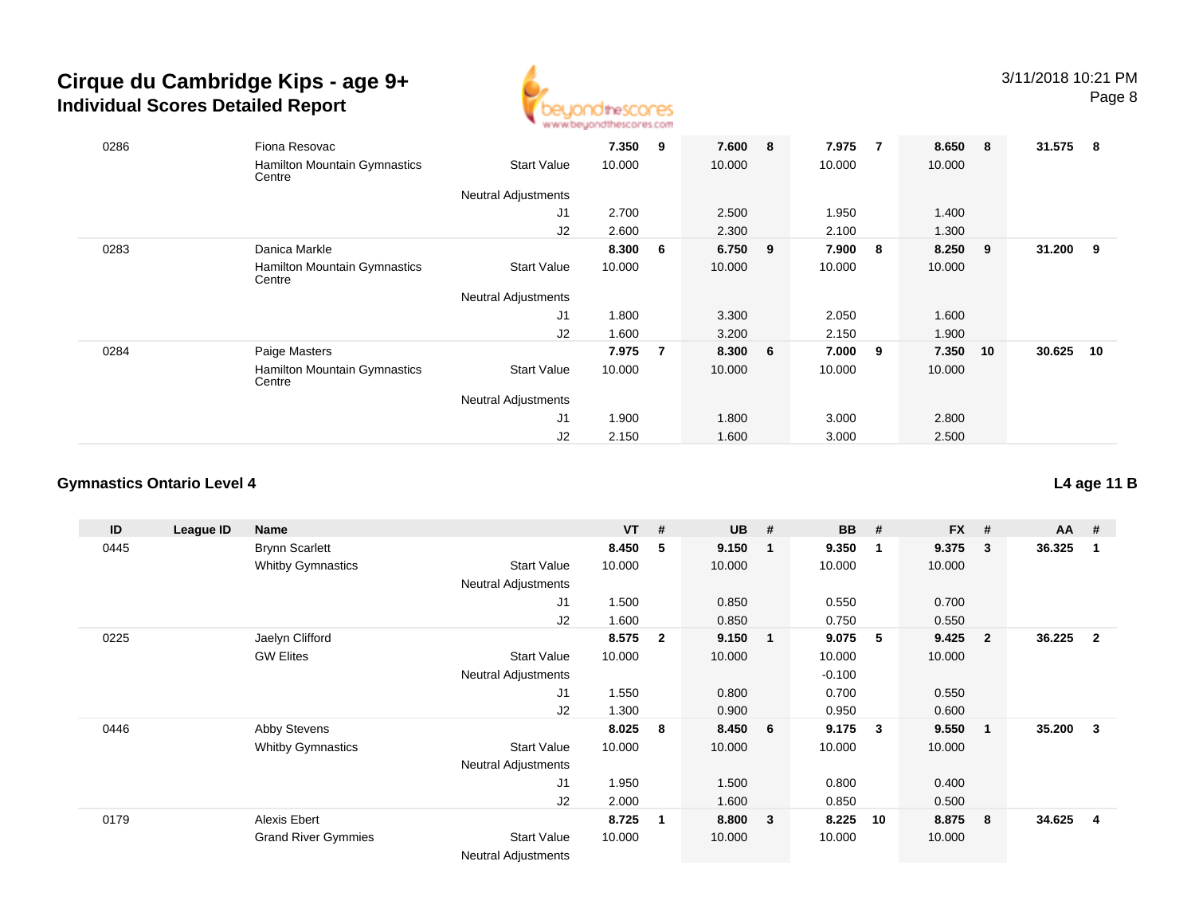# Cirque du Cambridge Kips - age 9+
## Individual Scores Detailed Report

3/11/2018 10:21 PM

| ID | League ID | Name | | VT | # | UB | # | BB | # | FX | # | AA | # |
|---|---|---|---|---|---|---|---|---|---|---|---|---|---|
| 0286 | | Fiona Resovac | | **7.350** | **9** | **7.600** | **8** | **7.975** | **7** | **8.650** | **8** | **31.575** | **8** |
| | | Hamilton Mountain Gymnastics Centre | Start Value | 10.000 | | 10.000 | | 10.000 | | 10.000 | | | |
| | | | Neutral Adjustments | | | | | | | | | | |
| | | | J1 | 2.700 | | 2.500 | | 1.950 | | 1.400 | | | |
| | | | J2 | 2.600 | | 2.300 | | 2.100 | | 1.300 | | | |
| 0283 | | Danica Markle | | **8.300** | **6** | **6.750** | **9** | **7.900** | **8** | **8.250** | **9** | **31.200** | **9** |
| | | Hamilton Mountain Gymnastics Centre | Start Value | 10.000 | | 10.000 | | 10.000 | | 10.000 | | | |
| | | | Neutral Adjustments | | | | | | | | | | |
| | | | J1 | 1.800 | | 3.300 | | 2.050 | | 1.600 | | | |
| | | | J2 | 1.600 | | 3.200 | | 2.150 | | 1.900 | | | |
| 0284 | | Paige Masters | | **7.975** | **7** | **8.300** | **6** | **7.000** | **9** | **7.350** | **10** | **30.625** | **10** |
| | | Hamilton Mountain Gymnastics Centre | Start Value | 10.000 | | 10.000 | | 10.000 | | 10.000 | | | |
| | | | Neutral Adjustments | | | | | | | | | | |
| | | | J1 | 1.900 | | 1.800 | | 3.000 | | 2.800 | | | |
| | | | J2 | 2.150 | | 1.600 | | 3.000 | | 2.500 | | | |

### Gymnastics Ontario Level 4

**L4 age 11 B**

| ID | League ID | Name | | VT | # | UB | # | BB | # | FX | # | AA | # |
|---|---|---|---|---|---|---|---|---|---|---|---|---|---|
| 0445 | | Brynn Scarlett | | **8.450** | **5** | **9.150** | **1** | **9.350** | **1** | **9.375** | **3** | **36.325** | **1** |
| | | Whitby Gymnastics | Start Value | 10.000 | | 10.000 | | 10.000 | | 10.000 | | | |
| | | | Neutral Adjustments | | | | | | | | | | |
| | | | J1 | 1.500 | | 0.850 | | 0.550 | | 0.700 | | | |
| | | | J2 | 1.600 | | 0.850 | | 0.750 | | 0.550 | | | |
| 0225 | | Jaelyn Clifford | | **8.575** | **2** | **9.150** | **1** | **9.075** | **5** | **9.425** | **2** | **36.225** | **2** |
| | | GW Elites | Start Value | 10.000 | | 10.000 | | 10.000 | | 10.000 | | | |
| | | | Neutral Adjustments | | | | | -0.100 | | | | | |
| | | | J1 | 1.550 | | 0.800 | | 0.700 | | 0.550 | | | |
| | | | J2 | 1.300 | | 0.900 | | 0.950 | | 0.600 | | | |
| 0446 | | Abby Stevens | | **8.025** | **8** | **8.450** | **6** | **9.175** | **3** | **9.550** | **1** | **35.200** | **3** |
| | | Whitby Gymnastics | Start Value | 10.000 | | 10.000 | | 10.000 | | 10.000 | | | |
| | | | Neutral Adjustments | | | | | | | | | | |
| | | | J1 | 1.950 | | 1.500 | | 0.800 | | 0.400 | | | |
| | | | J2 | 2.000 | | 1.600 | | 0.850 | | 0.500 | | | |
| 0179 | | Alexis Ebert | | **8.725** | **1** | **8.800** | **3** | **8.225** | **10** | **8.875** | **8** | **34.625** | **4** |
| | | Grand River Gymmies | Start Value | 10.000 | | 10.000 | | 10.000 | | 10.000 | | | |
| | | | Neutral Adjustments | | | | | | | | | | |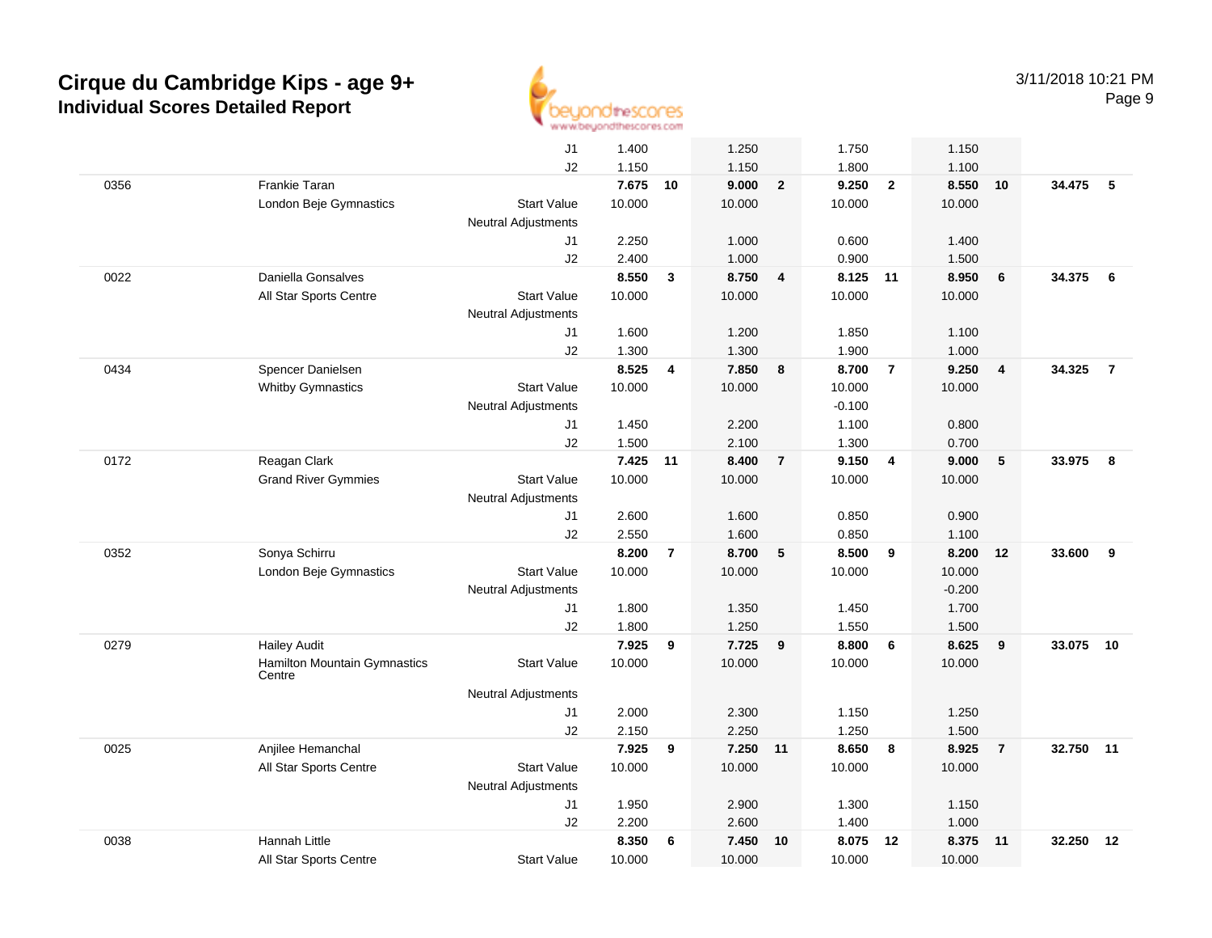# Cirque du Cambridge Kips - age 9+

## Individual Scores Detailed Report

3/11/2018 10:21 PM

| | | | | | | | | | | | | |
|---|---|---|---|---|---|---|---|---|---|---|---|---|
| | | J1 | 1.400 | | 1.250 | | 1.750 | | 1.150 | | | |
| | | J2 | 1.150 | | 1.150 | | 1.800 | | 1.100 | | | |
| 0356 | Frankie Taran | | **7.675** | **10** | **9.000** | **2** | **9.250** | **2** | **8.550** | **10** | **34.475** | **5** |
| | London Beje Gymnastics | Start Value | 10.000 | | 10.000 | | 10.000 | | 10.000 | | | |
| | | Neutral Adjustments | | | | | | | | | | |
| | | J1 | 2.250 | | 1.000 | | 0.600 | | 1.400 | | | |
| | | J2 | 2.400 | | 1.000 | | 0.900 | | 1.500 | | | |
| 0022 | Daniella Gonsalves | | **8.550** | **3** | **8.750** | **4** | **8.125** | **11** | **8.950** | **6** | **34.375** | **6** |
| | All Star Sports Centre | Start Value | 10.000 | | 10.000 | | 10.000 | | 10.000 | | | |
| | | Neutral Adjustments | | | | | | | | | | |
| | | J1 | 1.600 | | 1.200 | | 1.850 | | 1.100 | | | |
| | | J2 | 1.300 | | 1.300 | | 1.900 | | 1.000 | | | |
| 0434 | Spencer Danielsen | | **8.525** | **4** | **7.850** | **8** | **8.700** | **7** | **9.250** | **4** | **34.325** | **7** |
| | Whitby Gymnastics | Start Value | 10.000 | | 10.000 | | 10.000 | | 10.000 | | | |
| | | Neutral Adjustments | | | | | -0.100 | | | | | |
| | | J1 | 1.450 | | 2.200 | | 1.100 | | 0.800 | | | |
| | | J2 | 1.500 | | 2.100 | | 1.300 | | 0.700 | | | |
| 0172 | Reagan Clark | | **7.425** | **11** | **8.400** | **7** | **9.150** | **4** | **9.000** | **5** | **33.975** | **8** |
| | Grand River Gymmies | Start Value | 10.000 | | 10.000 | | 10.000 | | 10.000 | | | |
| | | Neutral Adjustments | | | | | | | | | | |
| | | J1 | 2.600 | | 1.600 | | 0.850 | | 0.900 | | | |
| | | J2 | 2.550 | | 1.600 | | 0.850 | | 1.100 | | | |
| 0352 | Sonya Schirru | | **8.200** | **7** | **8.700** | **5** | **8.500** | **9** | **8.200** | **12** | **33.600** | **9** |
| | London Beje Gymnastics | Start Value | 10.000 | | 10.000 | | 10.000 | | 10.000 | | | |
| | | Neutral Adjustments | | | | | | | -0.200 | | | |
| | | J1 | 1.800 | | 1.350 | | 1.450 | | 1.700 | | | |
| | | J2 | 1.800 | | 1.250 | | 1.550 | | 1.500 | | | |
| 0279 | Hailey Audit | | **7.925** | **9** | **7.725** | **9** | **8.800** | **6** | **8.625** | **9** | **33.075** | **10** |
| | Hamilton Mountain Gymnastics Centre | Start Value | 10.000 | | 10.000 | | 10.000 | | 10.000 | | | |
| | | Neutral Adjustments | | | | | | | | | | |
| | | J1 | 2.000 | | 2.300 | | 1.150 | | 1.250 | | | |
| | | J2 | 2.150 | | 2.250 | | 1.250 | | 1.500 | | | |
| 0025 | Anjilee Hemanchal | | **7.925** | **9** | **7.250** | **11** | **8.650** | **8** | **8.925** | **7** | **32.750** | **11** |
| | All Star Sports Centre | Start Value | 10.000 | | 10.000 | | 10.000 | | 10.000 | | | |
| | | Neutral Adjustments | | | | | | | | | | |
| | | J1 | 1.950 | | 2.900 | | 1.300 | | 1.150 | | | |
| | | J2 | 2.200 | | 2.600 | | 1.400 | | 1.000 | | | |
| 0038 | Hannah Little | | **8.350** | **6** | **7.450** | **10** | **8.075** | **12** | **8.375** | **11** | **32.250** | **12** |
| | All Star Sports Centre | Start Value | 10.000 | | 10.000 | | 10.000 | | 10.000 | | | |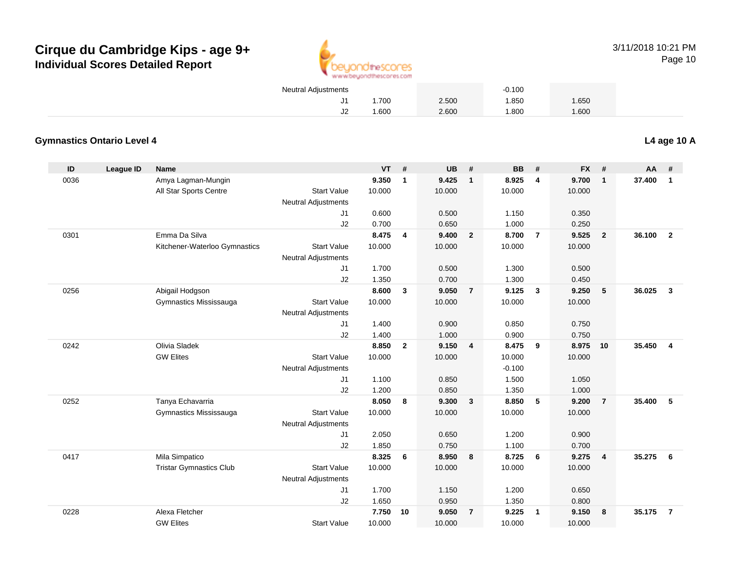| | | | | | | | | | | | | | | |
|---|---|---|---|---|---|---|---|---|---|---|---|---|---|---|
| | | | Neutral Adjustments | | | | | -0.100 | | | | | | |
| | | | J1 | 1.700 | | 2.500 | | 1.850 | | 1.650 | | | | |
| | | | J2 | 1.600 | | 2.600 | | 1.800 | | 1.600 | | | | |

## Gymnastics Ontario Level 4

**L4 age 10 A**

| ID | League ID | Name | | VT | # | UB | # | BB | # | FX | # | AA | # |
|---|---|---|---|---|---|---|---|---|---|---|---|---|---|
| 0036 | | Amya Lagman-Mungin | | **9.350** | **1** | **9.425** | **1** | **8.925** | **4** | **9.700** | **1** | **37.400** | **1** |
| | | All Star Sports Centre | Start Value | 10.000 | | 10.000 | | 10.000 | | 10.000 | | | |
| | | | Neutral Adjustments | | | | | | | | | | |
| | | | J1 | 0.600 | | 0.500 | | 1.150 | | 0.350 | | | |
| | | | J2 | 0.700 | | 0.650 | | 1.000 | | 0.250 | | | |
| 0301 | | Emma Da Silva | | **8.475** | **4** | **9.400** | **2** | **8.700** | **7** | **9.525** | **2** | **36.100** | **2** |
| | | Kitchener-Waterloo Gymnastics | Start Value | 10.000 | | 10.000 | | 10.000 | | 10.000 | | | |
| | | | Neutral Adjustments | | | | | | | | | | |
| | | | J1 | 1.700 | | 0.500 | | 1.300 | | 0.500 | | | |
| | | | J2 | 1.350 | | 0.700 | | 1.300 | | 0.450 | | | |
| 0256 | | Abigail Hodgson | | **8.600** | **3** | **9.050** | **7** | **9.125** | **3** | **9.250** | **5** | **36.025** | **3** |
| | | Gymnastics Mississauga | Start Value | 10.000 | | 10.000 | | 10.000 | | 10.000 | | | |
| | | | Neutral Adjustments | | | | | | | | | | |
| | | | J1 | 1.400 | | 0.900 | | 0.850 | | 0.750 | | | |
| | | | J2 | 1.400 | | 1.000 | | 0.900 | | 0.750 | | | |
| 0242 | | Olivia Sladek | | **8.850** | **2** | **9.150** | **4** | **8.475** | **9** | **8.975** | **10** | **35.450** | **4** |
| | | GW Elites | Start Value | 10.000 | | 10.000 | | 10.000 | | 10.000 | | | |
| | | | Neutral Adjustments | | | | | -0.100 | | | | | |
| | | | J1 | 1.100 | | 0.850 | | 1.500 | | 1.050 | | | |
| | | | J2 | 1.200 | | 0.850 | | 1.350 | | 1.000 | | | |
| 0252 | | Tanya Echavarria | | **8.050** | **8** | **9.300** | **3** | **8.850** | **5** | **9.200** | **7** | **35.400** | **5** |
| | | Gymnastics Mississauga | Start Value | 10.000 | | 10.000 | | 10.000 | | 10.000 | | | |
| | | | Neutral Adjustments | | | | | | | | | | |
| | | | J1 | 2.050 | | 0.650 | | 1.200 | | 0.900 | | | |
| | | | J2 | 1.850 | | 0.750 | | 1.100 | | 0.700 | | | |
| 0417 | | Mila Simpatico | | **8.325** | **6** | **8.950** | **8** | **8.725** | **6** | **9.275** | **4** | **35.275** | **6** |
| | | Tristar Gymnastics Club | Start Value | 10.000 | | 10.000 | | 10.000 | | 10.000 | | | |
| | | | Neutral Adjustments | | | | | | | | | | |
| | | | J1 | 1.700 | | 1.150 | | 1.200 | | 0.650 | | | |
| | | | J2 | 1.650 | | 0.950 | | 1.350 | | 0.800 | | | |
| 0228 | | Alexa Fletcher | | **7.750** | **10** | **9.050** | **7** | **9.225** | **1** | **9.150** | **8** | **35.175** | **7** |
| | | GW Elites | Start Value | 10.000 | | 10.000 | | 10.000 | | 10.000 | | | |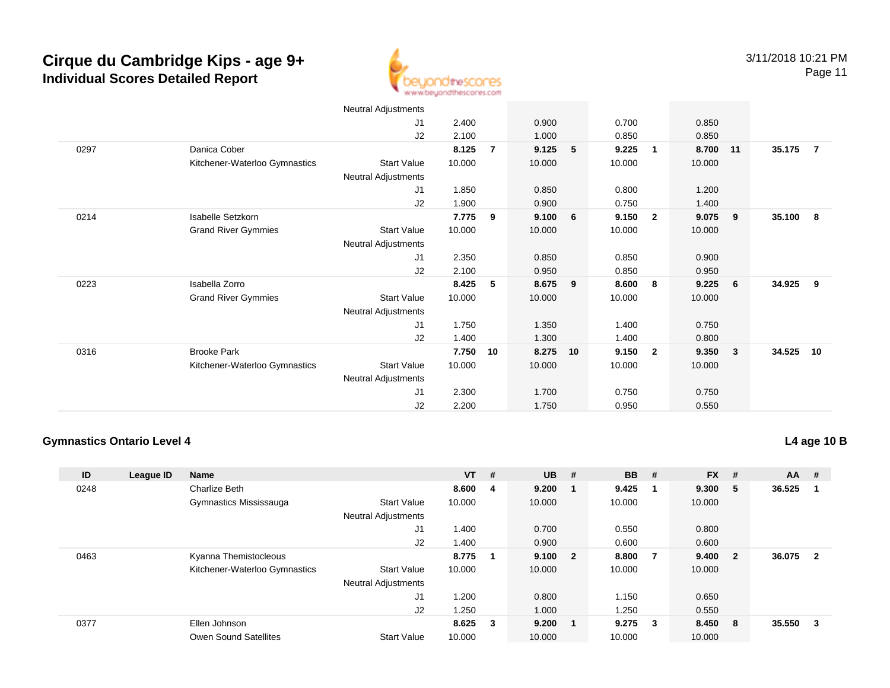# Cirque du Cambridge Kips - age 9+

## Individual Scores Detailed Report

| ID | League ID | Name | | VT | # | UB | # | BB | # | FX | # | AA | # |
|---|---|---|---|---|---|---|---|---|---|---|---|---|---|
| | | | Neutral Adjustments | | | | | | | | | | |
| | | | J1 | 2.400 | | 0.900 | | 0.700 | | 0.850 | | | |
| | | | J2 | 2.100 | | 1.000 | | 0.850 | | 0.850 | | | |
| 0297 | | Danica Cober | | **8.125** | **7** | **9.125** | **5** | **9.225** | **1** | **8.700** | **11** | **35.175** | **7** |
| | | Kitchener-Waterloo Gymnastics | Start Value | 10.000 | | 10.000 | | 10.000 | | 10.000 | | | |
| | | | Neutral Adjustments | | | | | | | | | | |
| | | | J1 | 1.850 | | 0.850 | | 0.800 | | 1.200 | | | |
| | | | J2 | 1.900 | | 0.900 | | 0.750 | | 1.400 | | | |
| 0214 | | Isabelle Setzkorn | | **7.775** | **9** | **9.100** | **6** | **9.150** | **2** | **9.075** | **9** | **35.100** | **8** |
| | | Grand River Gymmies | Start Value | 10.000 | | 10.000 | | 10.000 | | 10.000 | | | |
| | | | Neutral Adjustments | | | | | | | | | | |
| | | | J1 | 2.350 | | 0.850 | | 0.850 | | 0.900 | | | |
| | | | J2 | 2.100 | | 0.950 | | 0.850 | | 0.950 | | | |
| 0223 | | Isabella Zorro | | **8.425** | **5** | **8.675** | **9** | **8.600** | **8** | **9.225** | **6** | **34.925** | **9** |
| | | Grand River Gymmies | Start Value | 10.000 | | 10.000 | | 10.000 | | 10.000 | | | |
| | | | Neutral Adjustments | | | | | | | | | | |
| | | | J1 | 1.750 | | 1.350 | | 1.400 | | 0.750 | | | |
| | | | J2 | 1.400 | | 1.300 | | 1.400 | | 0.800 | | | |
| 0316 | | Brooke Park | | **7.750** | **10** | **8.275** | **10** | **9.150** | **2** | **9.350** | **3** | **34.525** | **10** |
| | | Kitchener-Waterloo Gymnastics | Start Value | 10.000 | | 10.000 | | 10.000 | | 10.000 | | | |
| | | | Neutral Adjustments | | | | | | | | | | |
| | | | J1 | 2.300 | | 1.700 | | 0.750 | | 0.750 | | | |
| | | | J2 | 2.200 | | 1.750 | | 0.950 | | 0.550 | | | |

## Gymnastics Ontario Level 4

**L4 age 10 B**

| ID | League ID | Name | | VT | # | UB | # | BB | # | FX | # | AA | # |
|---|---|---|---|---|---|---|---|---|---|---|---|---|---|
| 0248 | | Charlize Beth | | **8.600** | **4** | **9.200** | **1** | **9.425** | **1** | **9.300** | **5** | **36.525** | **1** |
| | | Gymnastics Mississauga | Start Value | 10.000 | | 10.000 | | 10.000 | | 10.000 | | | |
| | | | Neutral Adjustments | | | | | | | | | | |
| | | | J1 | 1.400 | | 0.700 | | 0.550 | | 0.800 | | | |
| | | | J2 | 1.400 | | 0.900 | | 0.600 | | 0.600 | | | |
| 0463 | | Kyanna Themistocleous | | **8.775** | **1** | **9.100** | **2** | **8.800** | **7** | **9.400** | **2** | **36.075** | **2** |
| | | Kitchener-Waterloo Gymnastics | Start Value | 10.000 | | 10.000 | | 10.000 | | 10.000 | | | |
| | | | Neutral Adjustments | | | | | | | | | | |
| | | | J1 | 1.200 | | 0.800 | | 1.150 | | 0.650 | | | |
| | | | J2 | 1.250 | | 1.000 | | 1.250 | | 0.550 | | | |
| 0377 | | Ellen Johnson | | **8.625** | **3** | **9.200** | **1** | **9.275** | **3** | **8.450** | **8** | **35.550** | **3** |
| | | Owen Sound Satellites | Start Value | 10.000 | | 10.000 | | 10.000 | | 10.000 | | | |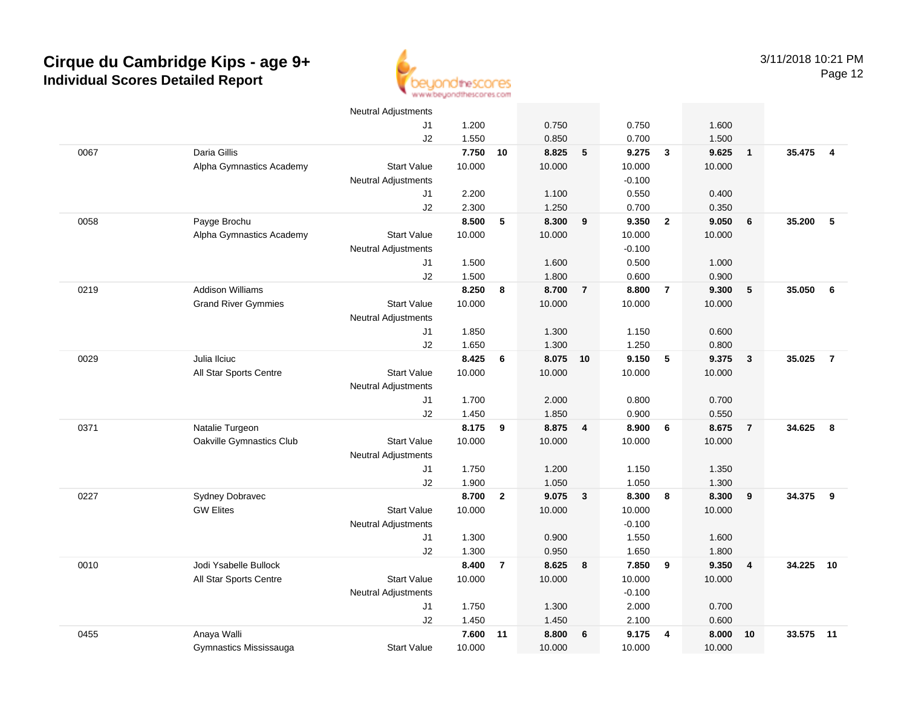# Cirque du Cambridge Kips - age 9+
## Individual Scores Detailed Report

3/11/2018 10:21 PM

| | | | | | | | | | | | | |
|---|---|---|---|---|---|---|---|---|---|---|---|---|
| | | Neutral Adjustments | | | | | | | | | | |
| | | J1 | 1.200 | | 0.750 | | 0.750 | | 1.600 | | | |
| | | J2 | 1.550 | | 0.850 | | 0.700 | | 1.500 | | | |
| 0067 | Daria Gillis | | **7.750** | **10** | **8.825** | **5** | **9.275** | **3** | **9.625** | **1** | **35.475** | **4** |
| | Alpha Gymnastics Academy | Start Value | 10.000 | | 10.000 | | 10.000 | | 10.000 | | | |
| | | Neutral Adjustments | | | | | -0.100 | | | | | |
| | | J1 | 2.200 | | 1.100 | | 0.550 | | 0.400 | | | |
| | | J2 | 2.300 | | 1.250 | | 0.700 | | 0.350 | | | |
| 0058 | Payge Brochu | | **8.500** | **5** | **8.300** | **9** | **9.350** | **2** | **9.050** | **6** | **35.200** | **5** |
| | Alpha Gymnastics Academy | Start Value | 10.000 | | 10.000 | | 10.000 | | 10.000 | | | |
| | | Neutral Adjustments | | | | | -0.100 | | | | | |
| | | J1 | 1.500 | | 1.600 | | 0.500 | | 1.000 | | | |
| | | J2 | 1.500 | | 1.800 | | 0.600 | | 0.900 | | | |
| 0219 | Addison Williams | | **8.250** | **8** | **8.700** | **7** | **8.800** | **7** | **9.300** | **5** | **35.050** | **6** |
| | Grand River Gymmies | Start Value | 10.000 | | 10.000 | | 10.000 | | 10.000 | | | |
| | | Neutral Adjustments | | | | | | | | | | |
| | | J1 | 1.850 | | 1.300 | | 1.150 | | 0.600 | | | |
| | | J2 | 1.650 | | 1.300 | | 1.250 | | 0.800 | | | |
| 0029 | Julia Ilciuc | | **8.425** | **6** | **8.075** | **10** | **9.150** | **5** | **9.375** | **3** | **35.025** | **7** |
| | All Star Sports Centre | Start Value | 10.000 | | 10.000 | | 10.000 | | 10.000 | | | |
| | | Neutral Adjustments | | | | | | | | | | |
| | | J1 | 1.700 | | 2.000 | | 0.800 | | 0.700 | | | |
| | | J2 | 1.450 | | 1.850 | | 0.900 | | 0.550 | | | |
| 0371 | Natalie Turgeon | | **8.175** | **9** | **8.875** | **4** | **8.900** | **6** | **8.675** | **7** | **34.625** | **8** |
| | Oakville Gymnastics Club | Start Value | 10.000 | | 10.000 | | 10.000 | | 10.000 | | | |
| | | Neutral Adjustments | | | | | | | | | | |
| | | J1 | 1.750 | | 1.200 | | 1.150 | | 1.350 | | | |
| | | J2 | 1.900 | | 1.050 | | 1.050 | | 1.300 | | | |
| 0227 | Sydney Dobravec | | **8.700** | **2** | **9.075** | **3** | **8.300** | **8** | **8.300** | **9** | **34.375** | **9** |
| | GW Elites | Start Value | 10.000 | | 10.000 | | 10.000 | | 10.000 | | | |
| | | Neutral Adjustments | | | | | -0.100 | | | | | |
| | | J1 | 1.300 | | 0.900 | | 1.550 | | 1.600 | | | |
| | | J2 | 1.300 | | 0.950 | | 1.650 | | 1.800 | | | |
| 0010 | Jodi Ysabelle Bullock | | **8.400** | **7** | **8.625** | **8** | **7.850** | **9** | **9.350** | **4** | **34.225** | **10** |
| | All Star Sports Centre | Start Value | 10.000 | | 10.000 | | 10.000 | | 10.000 | | | |
| | | Neutral Adjustments | | | | | -0.100 | | | | | |
| | | J1 | 1.750 | | 1.300 | | 2.000 | | 0.700 | | | |
| | | J2 | 1.450 | | 1.450 | | 2.100 | | 0.600 | | | |
| 0455 | Anaya Walli | | **7.600** | **11** | **8.800** | **6** | **9.175** | **4** | **8.000** | **10** | **33.575** | **11** |
| | Gymnastics Mississauga | Start Value | 10.000 | | 10.000 | | 10.000 | | 10.000 | | | |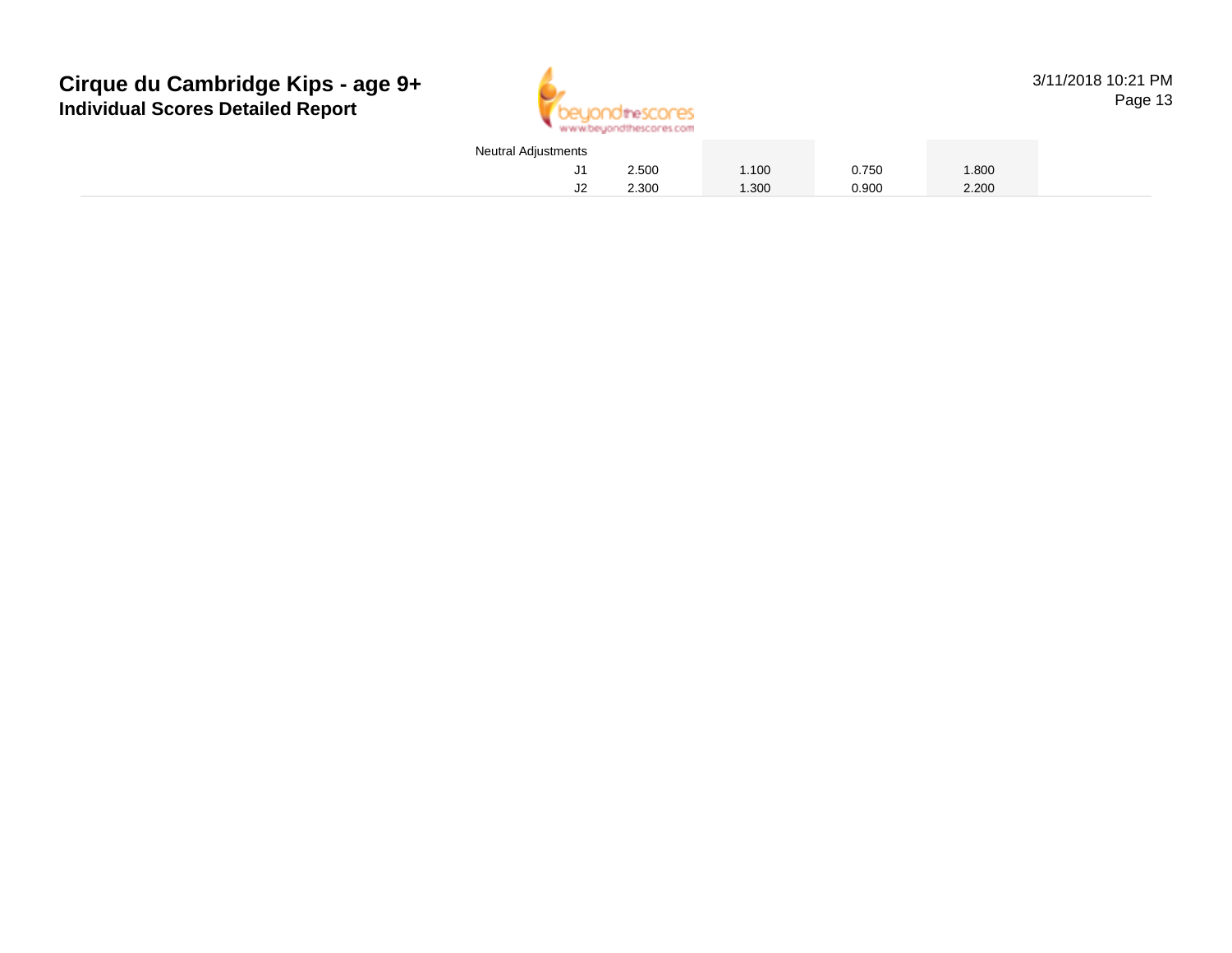| | | | | | |
|---|---|---|---|---|---|
| Neutral Adjustments | | | | | |
| J1 | 2.500 | 1.100 | 0.750 | 1.800 | |
| J2 | 2.300 | 1.300 | 0.900 | 2.200 | |